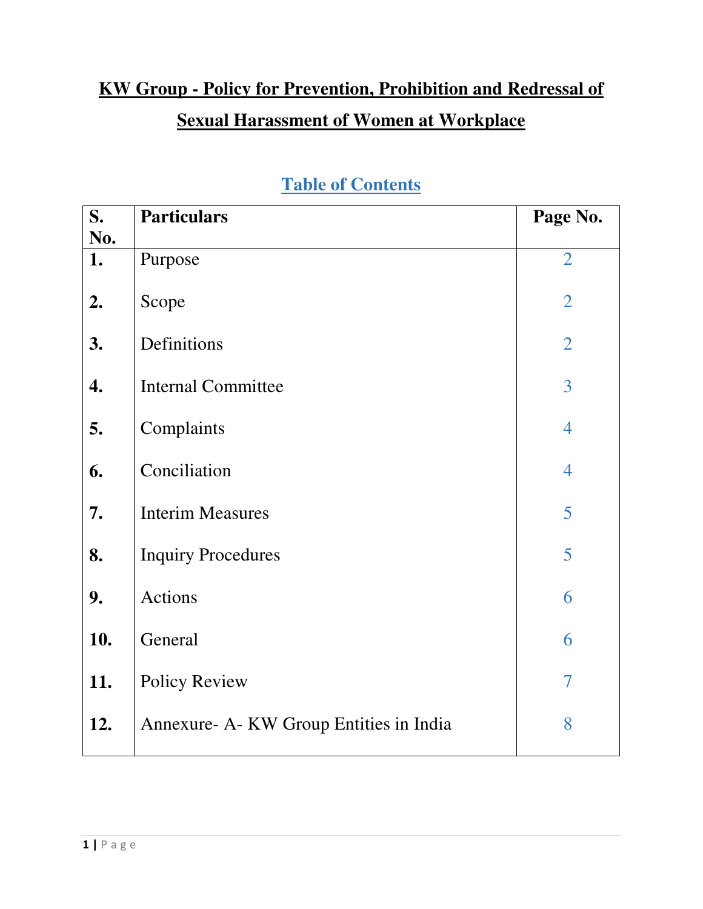# KW Group - Policy for Prevention, Prohibition and Redressal of Sexual Harassment of Women at Workplace

## Table of Contents

| S. No. | Particulars | Page No. |
|---|---|---|
| 1. | Purpose | 2 |
| 2. | Scope | 2 |
| 3. | Definitions | 2 |
| 4. | Internal Committee | 3 |
| 5. | Complaints | 4 |
| 6. | Conciliation | 4 |
| 7. | Interim Measures | 5 |
| 8. | Inquiry Procedures | 5 |
| 9. | Actions | 6 |
| 10. | General | 6 |
| 11. | Policy Review | 7 |
| 12. | Annexure- A- KW Group Entities in India | 8 |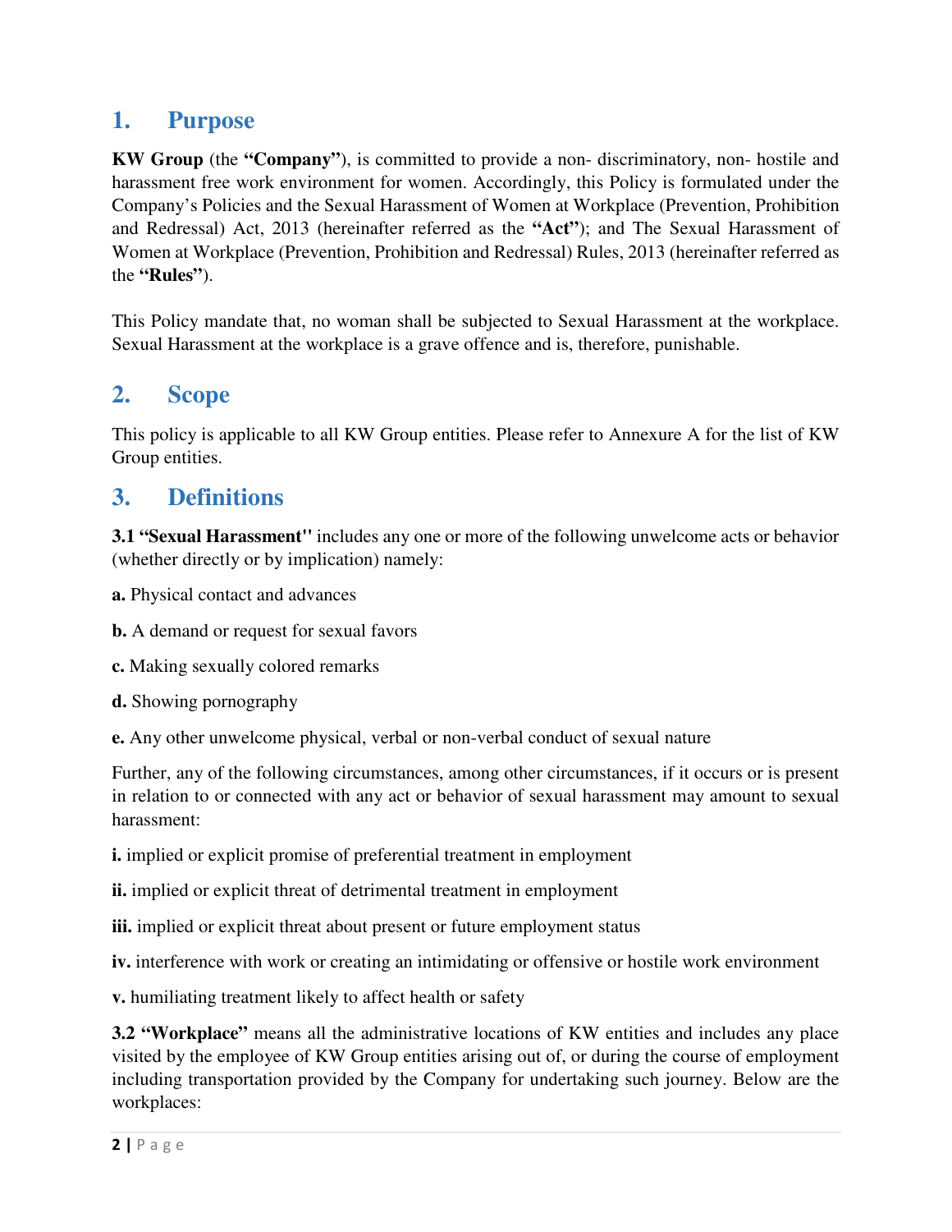## 1. Purpose

**KW Group** (the **"Company"**), is committed to provide a non- discriminatory, non- hostile and harassment free work environment for women. Accordingly, this Policy is formulated under the Company's Policies and the Sexual Harassment of Women at Workplace (Prevention, Prohibition and Redressal) Act, 2013 (hereinafter referred as the **"Act"**); and The Sexual Harassment of Women at Workplace (Prevention, Prohibition and Redressal) Rules, 2013 (hereinafter referred as the **"Rules"**).

This Policy mandate that, no woman shall be subjected to Sexual Harassment at the workplace. Sexual Harassment at the workplace is a grave offence and is, therefore, punishable.

## 2. Scope

This policy is applicable to all KW Group entities. Please refer to Annexure A for the list of KW Group entities.

## 3. Definitions

**3.1 "Sexual Harassment''** includes any one or more of the following unwelcome acts or behavior (whether directly or by implication) namely:

**a.** Physical contact and advances

**b.** A demand or request for sexual favors

**c.** Making sexually colored remarks

**d.** Showing pornography

**e.** Any other unwelcome physical, verbal or non-verbal conduct of sexual nature

Further, any of the following circumstances, among other circumstances, if it occurs or is present in relation to or connected with any act or behavior of sexual harassment may amount to sexual harassment:

**i.** implied or explicit promise of preferential treatment in employment

**ii.** implied or explicit threat of detrimental treatment in employment

**iii.** implied or explicit threat about present or future employment status

**iv.** interference with work or creating an intimidating or offensive or hostile work environment

**v.** humiliating treatment likely to affect health or safety

**3.2 "Workplace"** means all the administrative locations of KW entities and includes any place visited by the employee of KW Group entities arising out of, or during the course of employment including transportation provided by the Company for undertaking such journey. Below are the workplaces: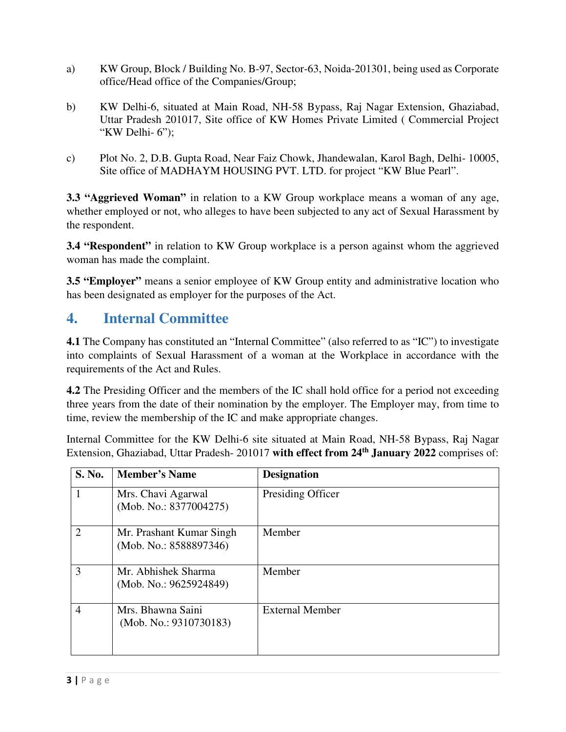a) KW Group, Block / Building No. B-97, Sector-63, Noida-201301, being used as Corporate office/Head office of the Companies/Group;

b) KW Delhi-6, situated at Main Road, NH-58 Bypass, Raj Nagar Extension, Ghaziabad, Uttar Pradesh 201017, Site office of KW Homes Private Limited ( Commercial Project "KW Delhi- 6");

c) Plot No. 2, D.B. Gupta Road, Near Faiz Chowk, Jhandewalan, Karol Bagh, Delhi- 10005, Site office of MADHAYM HOUSING PVT. LTD. for project "KW Blue Pearl".

**3.3 "Aggrieved Woman"** in relation to a KW Group workplace means a woman of any age, whether employed or not, who alleges to have been subjected to any act of Sexual Harassment by the respondent.

**3.4 "Respondent"** in relation to KW Group workplace is a person against whom the aggrieved woman has made the complaint.

**3.5 "Employer"** means a senior employee of KW Group entity and administrative location who has been designated as employer for the purposes of the Act.

## 4. Internal Committee

**4.1** The Company has constituted an "Internal Committee" (also referred to as "IC") to investigate into complaints of Sexual Harassment of a woman at the Workplace in accordance with the requirements of the Act and Rules.

**4.2** The Presiding Officer and the members of the IC shall hold office for a period not exceeding three years from the date of their nomination by the employer. The Employer may, from time to time, review the membership of the IC and make appropriate changes.

Internal Committee for the KW Delhi-6 site situated at Main Road, NH-58 Bypass, Raj Nagar Extension, Ghaziabad, Uttar Pradesh- 201017 **with effect from 24th January 2022** comprises of:

| S. No. | Member's Name | Designation |
|---|---|---|
| 1 | Mrs. Chavi Agarwal (Mob. No.: 8377004275) | Presiding Officer |
| 2 | Mr. Prashant Kumar Singh (Mob. No.: 8588897346) | Member |
| 3 | Mr. Abhishek Sharma (Mob. No.: 9625924849) | Member |
| 4 | Mrs. Bhawna Saini (Mob. No.: 9310730183) | External Member |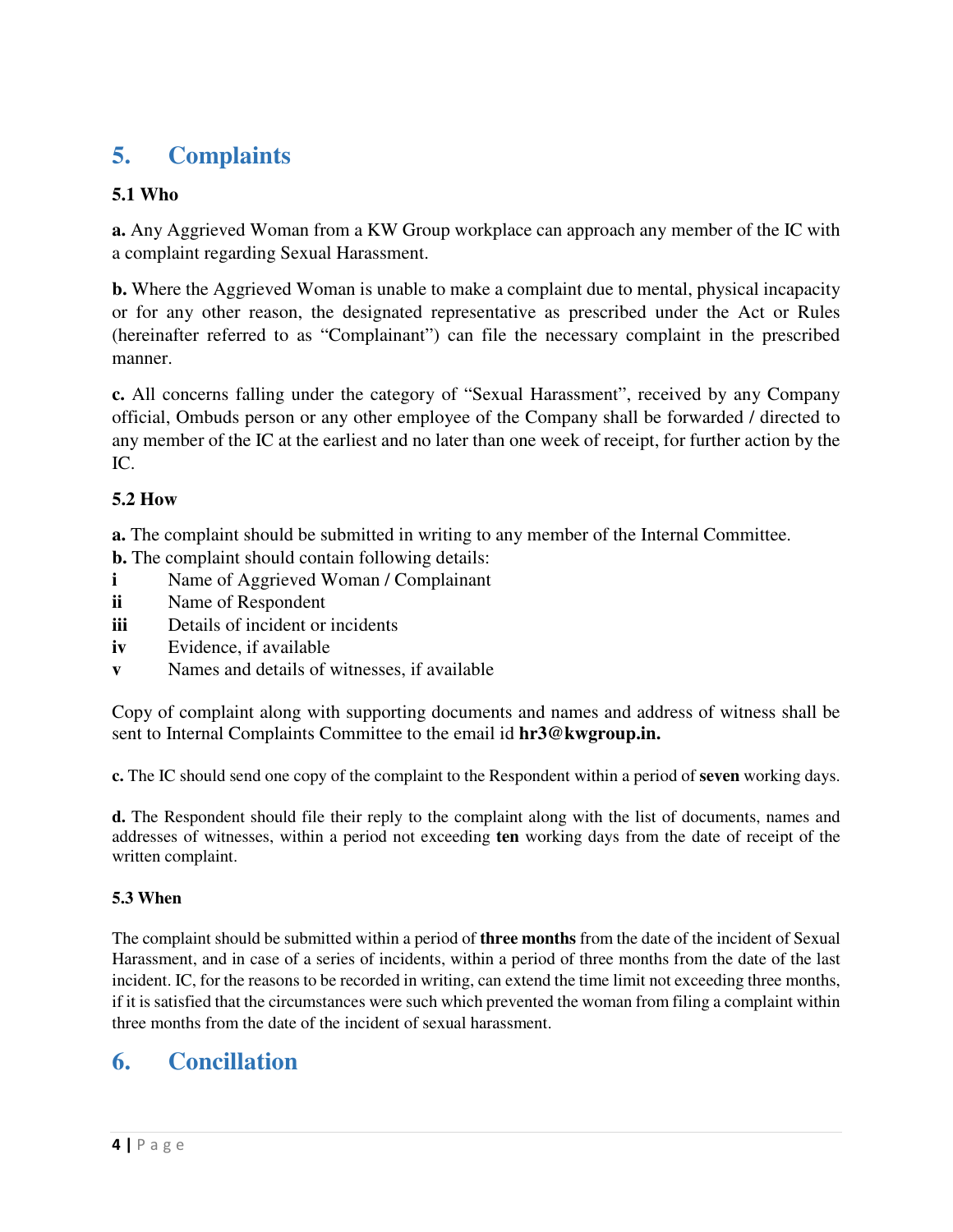## 5. Complaints

### 5.1 Who

**a.** Any Aggrieved Woman from a KW Group workplace can approach any member of the IC with a complaint regarding Sexual Harassment.

**b.** Where the Aggrieved Woman is unable to make a complaint due to mental, physical incapacity or for any other reason, the designated representative as prescribed under the Act or Rules (hereinafter referred to as "Complainant") can file the necessary complaint in the prescribed manner.

**c.** All concerns falling under the category of "Sexual Harassment", received by any Company official, Ombuds person or any other employee of the Company shall be forwarded / directed to any member of the IC at the earliest and no later than one week of receipt, for further action by the IC.

### 5.2 How

**a.** The complaint should be submitted in writing to any member of the Internal Committee.
**b.** The complaint should contain following details:

- **i** Name of Aggrieved Woman / Complainant
- **ii** Name of Respondent
- **iii** Details of incident or incidents
- **iv** Evidence, if available
- **v** Names and details of witnesses, if available

Copy of complaint along with supporting documents and names and address of witness shall be sent to Internal Complaints Committee to the email id **hr3@kwgroup.in.**

**c.** The IC should send one copy of the complaint to the Respondent within a period of **seven** working days.

**d.** The Respondent should file their reply to the complaint along with the list of documents, names and addresses of witnesses, within a period not exceeding **ten** working days from the date of receipt of the written complaint.

### 5.3 When

The complaint should be submitted within a period of **three months** from the date of the incident of Sexual Harassment, and in case of a series of incidents, within a period of three months from the date of the last incident. IC, for the reasons to be recorded in writing, can extend the time limit not exceeding three months, if it is satisfied that the circumstances were such which prevented the woman from filing a complaint within three months from the date of the incident of sexual harassment.

## 6. Concillation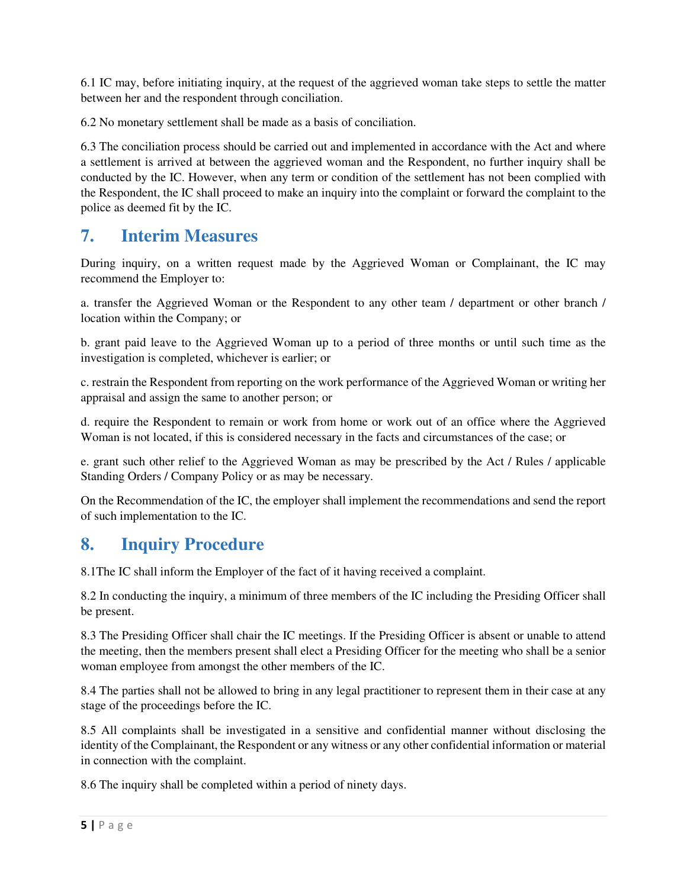6.1 IC may, before initiating inquiry, at the request of the aggrieved woman take steps to settle the matter between her and the respondent through conciliation.

6.2 No monetary settlement shall be made as a basis of conciliation.

6.3 The conciliation process should be carried out and implemented in accordance with the Act and where a settlement is arrived at between the aggrieved woman and the Respondent, no further inquiry shall be conducted by the IC. However, when any term or condition of the settlement has not been complied with the Respondent, the IC shall proceed to make an inquiry into the complaint or forward the complaint to the police as deemed fit by the IC.

## 7. Interim Measures

During inquiry, on a written request made by the Aggrieved Woman or Complainant, the IC may recommend the Employer to:

a. transfer the Aggrieved Woman or the Respondent to any other team / department or other branch / location within the Company; or

b. grant paid leave to the Aggrieved Woman up to a period of three months or until such time as the investigation is completed, whichever is earlier; or

c. restrain the Respondent from reporting on the work performance of the Aggrieved Woman or writing her appraisal and assign the same to another person; or

d. require the Respondent to remain or work from home or work out of an office where the Aggrieved Woman is not located, if this is considered necessary in the facts and circumstances of the case; or

e. grant such other relief to the Aggrieved Woman as may be prescribed by the Act / Rules / applicable Standing Orders / Company Policy or as may be necessary.

On the Recommendation of the IC, the employer shall implement the recommendations and send the report of such implementation to the IC.

## 8. Inquiry Procedure

8.1The IC shall inform the Employer of the fact of it having received a complaint.

8.2 In conducting the inquiry, a minimum of three members of the IC including the Presiding Officer shall be present.

8.3 The Presiding Officer shall chair the IC meetings. If the Presiding Officer is absent or unable to attend the meeting, then the members present shall elect a Presiding Officer for the meeting who shall be a senior woman employee from amongst the other members of the IC.

8.4 The parties shall not be allowed to bring in any legal practitioner to represent them in their case at any stage of the proceedings before the IC.

8.5 All complaints shall be investigated in a sensitive and confidential manner without disclosing the identity of the Complainant, the Respondent or any witness or any other confidential information or material in connection with the complaint.

8.6 The inquiry shall be completed within a period of ninety days.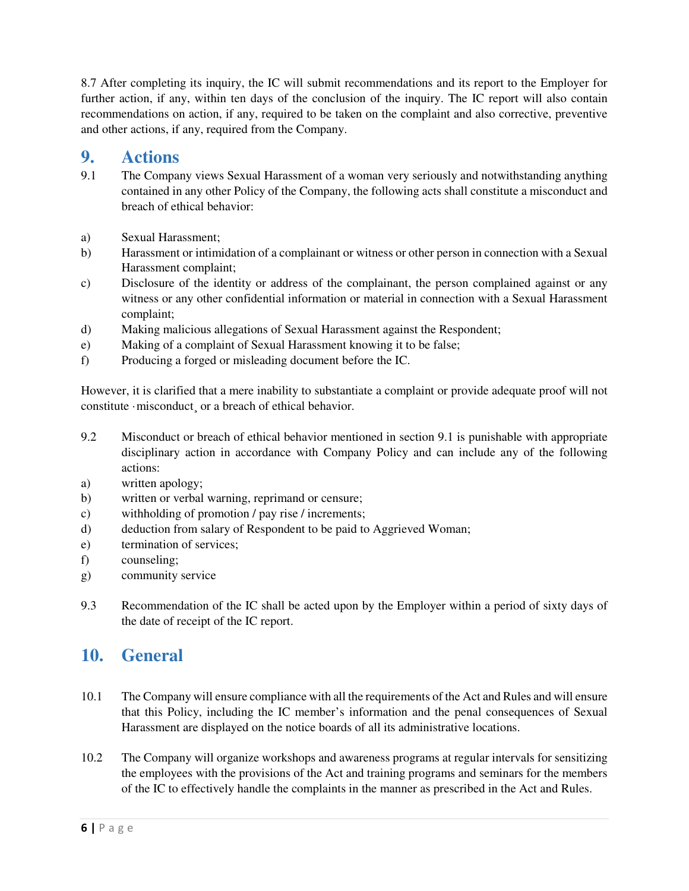8.7 After completing its inquiry, the IC will submit recommendations and its report to the Employer for further action, if any, within ten days of the conclusion of the inquiry. The IC report will also contain recommendations on action, if any, required to be taken on the complaint and also corrective, preventive and other actions, if any, required from the Company.

## 9. Actions

9.1 The Company views Sexual Harassment of a woman very seriously and notwithstanding anything contained in any other Policy of the Company, the following acts shall constitute a misconduct and breach of ethical behavior:

a) Sexual Harassment;
b) Harassment or intimidation of a complainant or witness or other person in connection with a Sexual Harassment complaint;
c) Disclosure of the identity or address of the complainant, the person complained against or any witness or any other confidential information or material in connection with a Sexual Harassment complaint;
d) Making malicious allegations of Sexual Harassment against the Respondent;
e) Making of a complaint of Sexual Harassment knowing it to be false;
f) Producing a forged or misleading document before the IC.

However, it is clarified that a mere inability to substantiate a complaint or provide adequate proof will not constitute ·misconduct¸ or a breach of ethical behavior.

9.2 Misconduct or breach of ethical behavior mentioned in section 9.1 is punishable with appropriate disciplinary action in accordance with Company Policy and can include any of the following actions:

a) written apology;
b) written or verbal warning, reprimand or censure;
c) withholding of promotion / pay rise / increments;
d) deduction from salary of Respondent to be paid to Aggrieved Woman;
e) termination of services;
f) counseling;
g) community service

9.3 Recommendation of the IC shall be acted upon by the Employer within a period of sixty days of the date of receipt of the IC report.

## 10. General

10.1 The Company will ensure compliance with all the requirements of the Act and Rules and will ensure that this Policy, including the IC member's information and the penal consequences of Sexual Harassment are displayed on the notice boards of all its administrative locations.

10.2 The Company will organize workshops and awareness programs at regular intervals for sensitizing the employees with the provisions of the Act and training programs and seminars for the members of the IC to effectively handle the complaints in the manner as prescribed in the Act and Rules.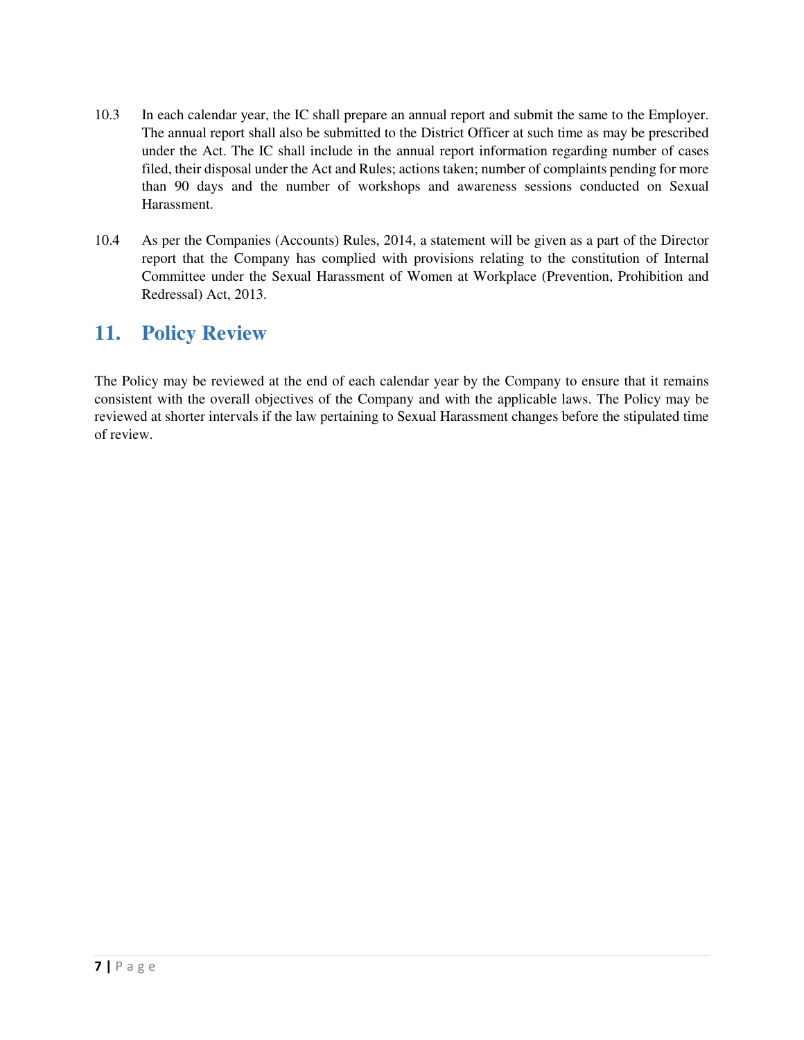10.3 In each calendar year, the IC shall prepare an annual report and submit the same to the Employer. The annual report shall also be submitted to the District Officer at such time as may be prescribed under the Act. The IC shall include in the annual report information regarding number of cases filed, their disposal under the Act and Rules; actions taken; number of complaints pending for more than 90 days and the number of workshops and awareness sessions conducted on Sexual Harassment.

10.4 As per the Companies (Accounts) Rules, 2014, a statement will be given as a part of the Director report that the Company has complied with provisions relating to the constitution of Internal Committee under the Sexual Harassment of Women at Workplace (Prevention, Prohibition and Redressal) Act, 2013.

## 11. Policy Review

The Policy may be reviewed at the end of each calendar year by the Company to ensure that it remains consistent with the overall objectives of the Company and with the applicable laws. The Policy may be reviewed at shorter intervals if the law pertaining to Sexual Harassment changes before the stipulated time of review.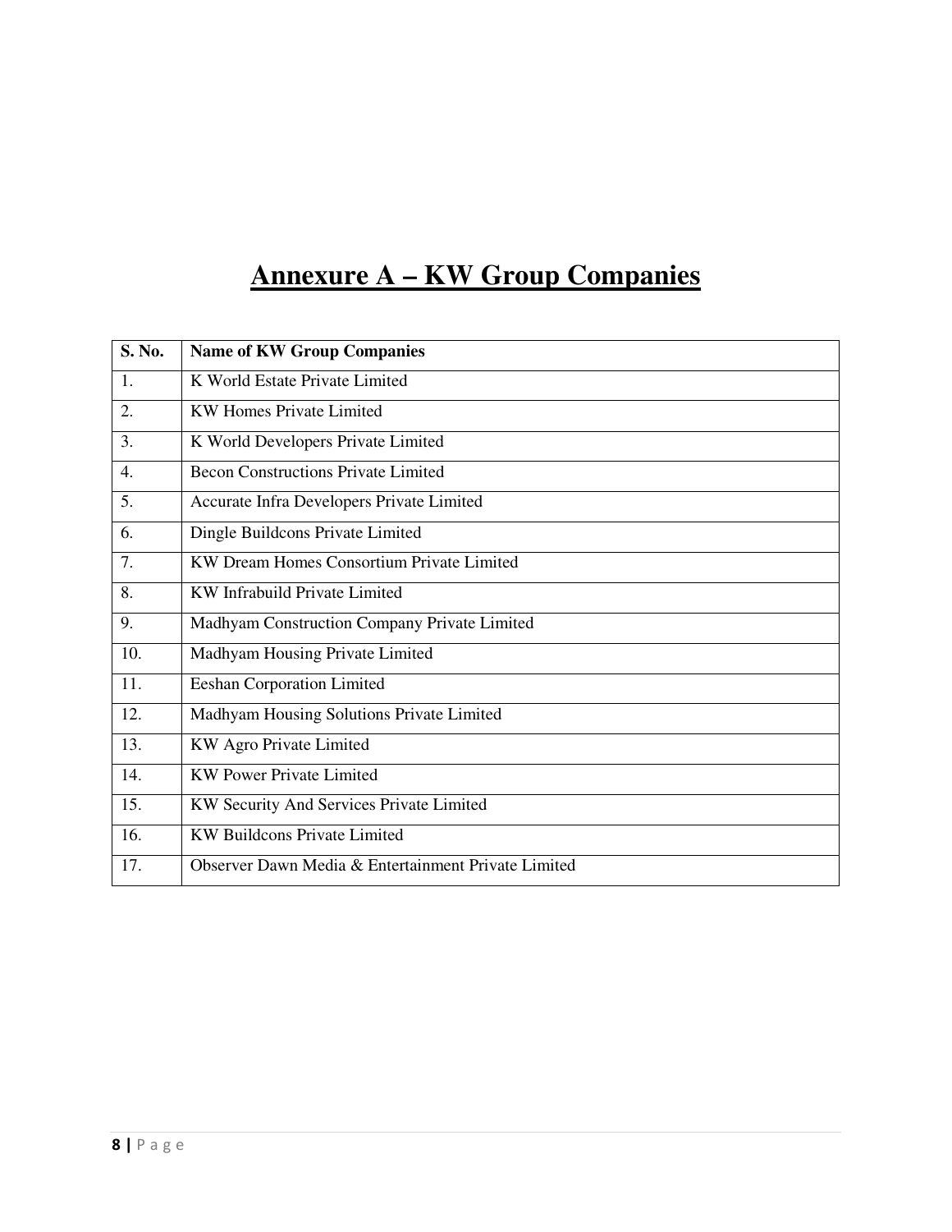# Annexure A – KW Group Companies

| S. No. | Name of KW Group Companies |
| --- | --- |
| 1. | K World Estate Private Limited |
| 2. | KW Homes Private Limited |
| 3. | K World Developers Private Limited |
| 4. | Becon Constructions Private Limited |
| 5. | Accurate Infra Developers Private Limited |
| 6. | Dingle Buildcons Private Limited |
| 7. | KW Dream Homes Consortium Private Limited |
| 8. | KW Infrabuild Private Limited |
| 9. | Madhyam Construction Company Private Limited |
| 10. | Madhyam Housing Private Limited |
| 11. | Eeshan Corporation Limited |
| 12. | Madhyam Housing Solutions Private Limited |
| 13. | KW Agro Private Limited |
| 14. | KW Power Private Limited |
| 15. | KW Security And Services Private Limited |
| 16. | KW Buildcons Private Limited |
| 17. | Observer Dawn Media & Entertainment Private Limited |